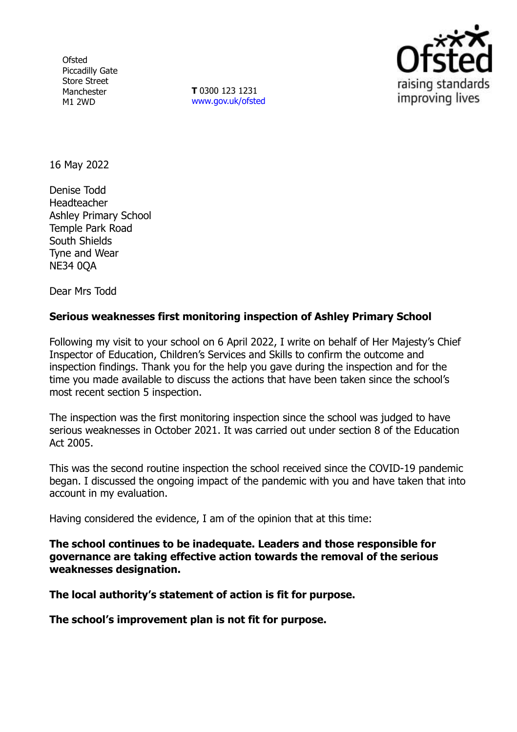Ofsted
Piccadilly Gate
Store Street
Manchester
M1 2WD

**T** 0300 123 1231
www.gov.uk/ofsted

16 May 2022

Denise Todd
Headteacher
Ashley Primary School
Temple Park Road
South Shields
Tyne and Wear
NE34 0QA

Dear Mrs Todd

**Serious weaknesses first monitoring inspection of Ashley Primary School**

Following my visit to your school on 6 April 2022, I write on behalf of Her Majesty's Chief Inspector of Education, Children's Services and Skills to confirm the outcome and inspection findings. Thank you for the help you gave during the inspection and for the time you made available to discuss the actions that have been taken since the school's most recent section 5 inspection.

The inspection was the first monitoring inspection since the school was judged to have serious weaknesses in October 2021. It was carried out under section 8 of the Education Act 2005.

This was the second routine inspection the school received since the COVID-19 pandemic began. I discussed the ongoing impact of the pandemic with you and have taken that into account in my evaluation.

Having considered the evidence, I am of the opinion that at this time:

**The school continues to be inadequate. Leaders and those responsible for governance are taking effective action towards the removal of the serious weaknesses designation.**

**The local authority's statement of action is fit for purpose.**

**The school's improvement plan is not fit for purpose.**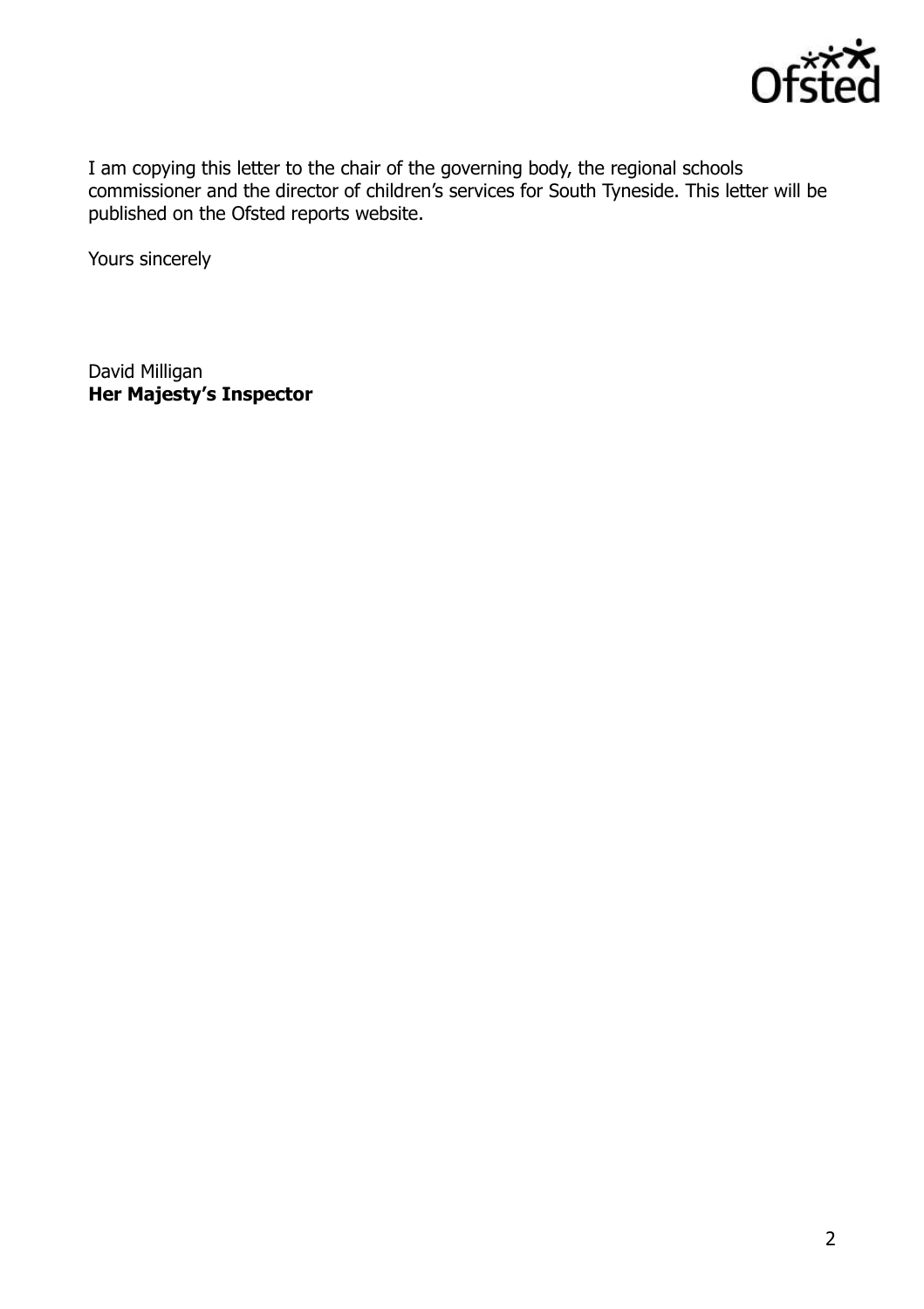I am copying this letter to the chair of the governing body, the regional schools commissioner and the director of children's services for South Tyneside. This letter will be published on the Ofsted reports website.

Yours sincerely

David Milligan
**Her Majesty's Inspector**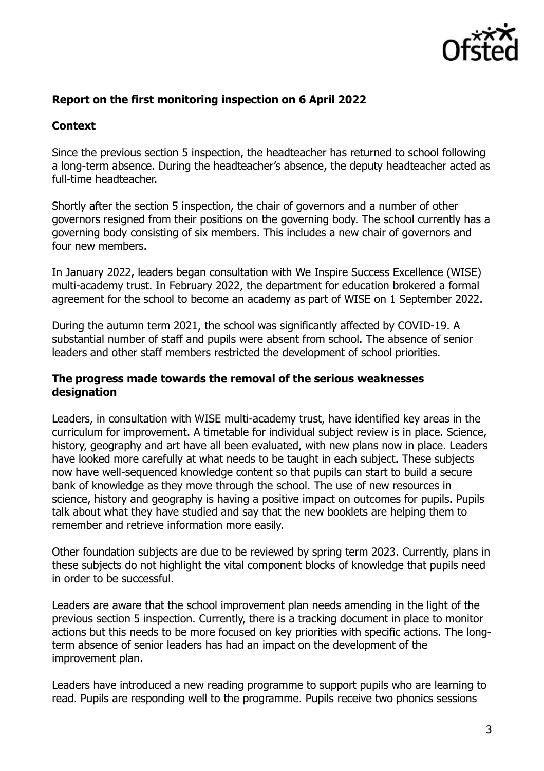## Report on the first monitoring inspection on 6 April 2022

### Context

Since the previous section 5 inspection, the headteacher has returned to school following a long-term absence. During the headteacher's absence, the deputy headteacher acted as full-time headteacher.

Shortly after the section 5 inspection, the chair of governors and a number of other governors resigned from their positions on the governing body. The school currently has a governing body consisting of six members. This includes a new chair of governors and four new members.

In January 2022, leaders began consultation with We Inspire Success Excellence (WISE) multi-academy trust. In February 2022, the department for education brokered a formal agreement for the school to become an academy as part of WISE on 1 September 2022.

During the autumn term 2021, the school was significantly affected by COVID-19. A substantial number of staff and pupils were absent from school. The absence of senior leaders and other staff members restricted the development of school priorities.

### The progress made towards the removal of the serious weaknesses designation

Leaders, in consultation with WISE multi-academy trust, have identified key areas in the curriculum for improvement. A timetable for individual subject review is in place. Science, history, geography and art have all been evaluated, with new plans now in place. Leaders have looked more carefully at what needs to be taught in each subject. These subjects now have well-sequenced knowledge content so that pupils can start to build a secure bank of knowledge as they move through the school. The use of new resources in science, history and geography is having a positive impact on outcomes for pupils. Pupils talk about what they have studied and say that the new booklets are helping them to remember and retrieve information more easily.

Other foundation subjects are due to be reviewed by spring term 2023. Currently, plans in these subjects do not highlight the vital component blocks of knowledge that pupils need in order to be successful.

Leaders are aware that the school improvement plan needs amending in the light of the previous section 5 inspection. Currently, there is a tracking document in place to monitor actions but this needs to be more focused on key priorities with specific actions. The long-term absence of senior leaders has had an impact on the development of the improvement plan.

Leaders have introduced a new reading programme to support pupils who are learning to read. Pupils are responding well to the programme. Pupils receive two phonics sessions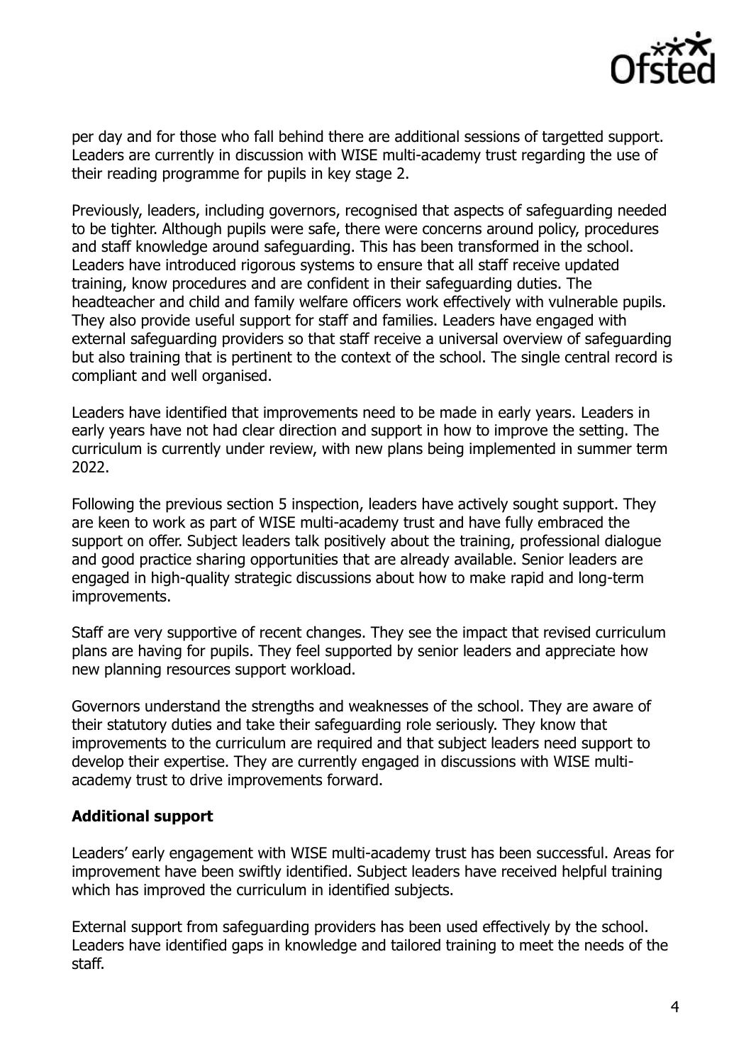per day and for those who fall behind there are additional sessions of targetted support. Leaders are currently in discussion with WISE multi-academy trust regarding the use of their reading programme for pupils in key stage 2.

Previously, leaders, including governors, recognised that aspects of safeguarding needed to be tighter. Although pupils were safe, there were concerns around policy, procedures and staff knowledge around safeguarding. This has been transformed in the school. Leaders have introduced rigorous systems to ensure that all staff receive updated training, know procedures and are confident in their safeguarding duties. The headteacher and child and family welfare officers work effectively with vulnerable pupils. They also provide useful support for staff and families. Leaders have engaged with external safeguarding providers so that staff receive a universal overview of safeguarding but also training that is pertinent to the context of the school. The single central record is compliant and well organised.

Leaders have identified that improvements need to be made in early years. Leaders in early years have not had clear direction and support in how to improve the setting. The curriculum is currently under review, with new plans being implemented in summer term 2022.

Following the previous section 5 inspection, leaders have actively sought support. They are keen to work as part of WISE multi-academy trust and have fully embraced the support on offer. Subject leaders talk positively about the training, professional dialogue and good practice sharing opportunities that are already available. Senior leaders are engaged in high-quality strategic discussions about how to make rapid and long-term improvements.

Staff are very supportive of recent changes. They see the impact that revised curriculum plans are having for pupils. They feel supported by senior leaders and appreciate how new planning resources support workload.

Governors understand the strengths and weaknesses of the school. They are aware of their statutory duties and take their safeguarding role seriously. They know that improvements to the curriculum are required and that subject leaders need support to develop their expertise. They are currently engaged in discussions with WISE multi-academy trust to drive improvements forward.

**Additional support**

Leaders' early engagement with WISE multi-academy trust has been successful. Areas for improvement have been swiftly identified. Subject leaders have received helpful training which has improved the curriculum in identified subjects.

External support from safeguarding providers has been used effectively by the school. Leaders have identified gaps in knowledge and tailored training to meet the needs of the staff.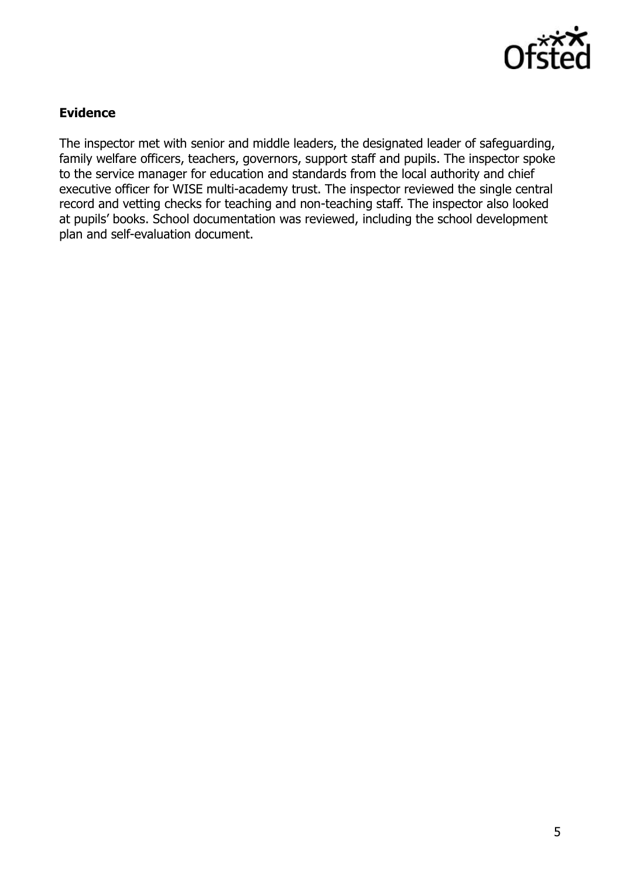## Evidence

The inspector met with senior and middle leaders, the designated leader of safeguarding, family welfare officers, teachers, governors, support staff and pupils. The inspector spoke to the service manager for education and standards from the local authority and chief executive officer for WISE multi-academy trust. The inspector reviewed the single central record and vetting checks for teaching and non-teaching staff. The inspector also looked at pupils' books. School documentation was reviewed, including the school development plan and self-evaluation document.